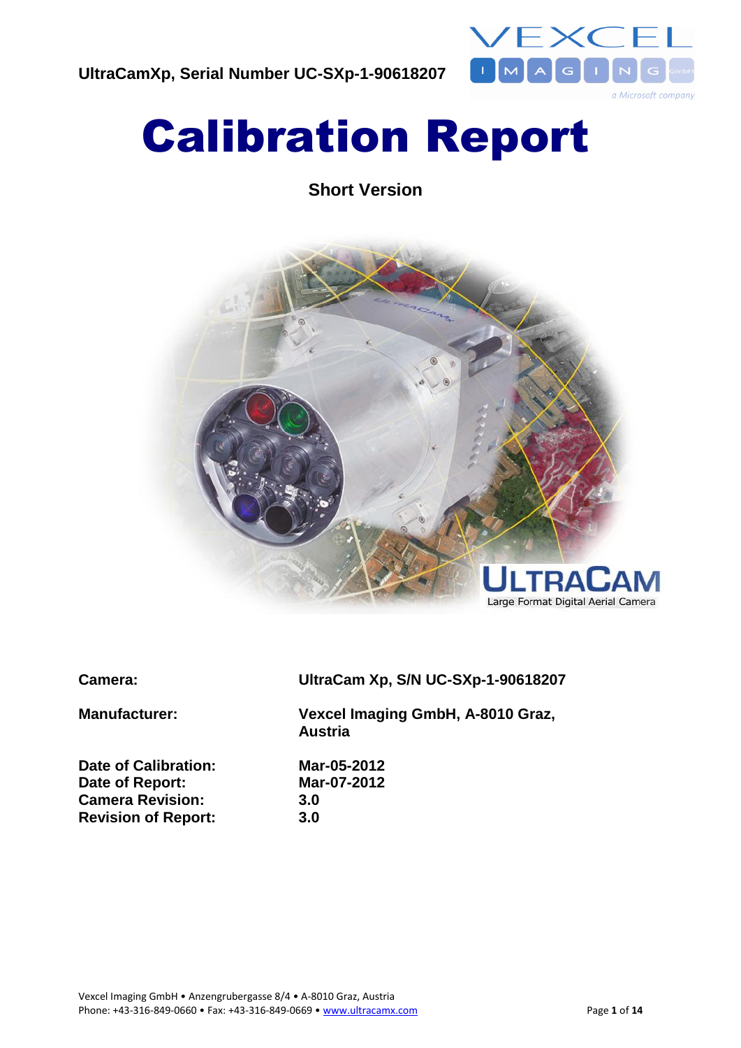UltraCamXp, Serial Number UC-SXp-1-90618207

# Calibration Report

## Short Version

| | |
|---|---|
| **Camera:** | **UltraCam Xp, S/N UC-SXp-1-90618207** |
| **Manufacturer:** | **Vexcel Imaging GmbH, A-8010 Graz, Austria** |
| **Date of Calibration:** | **Mar-05-2012** |
| **Date of Report:** | **Mar-07-2012** |
| **Camera Revision:** | **3.0** |
| **Revision of Report:** | **3.0** |

Vexcel Imaging GmbH • Anzengrubergasse 8/4 • A-8010 Graz, Austria
Phone: +43-316-849-0660 • Fax: +43-316-849-0669 • www.ultracamx.com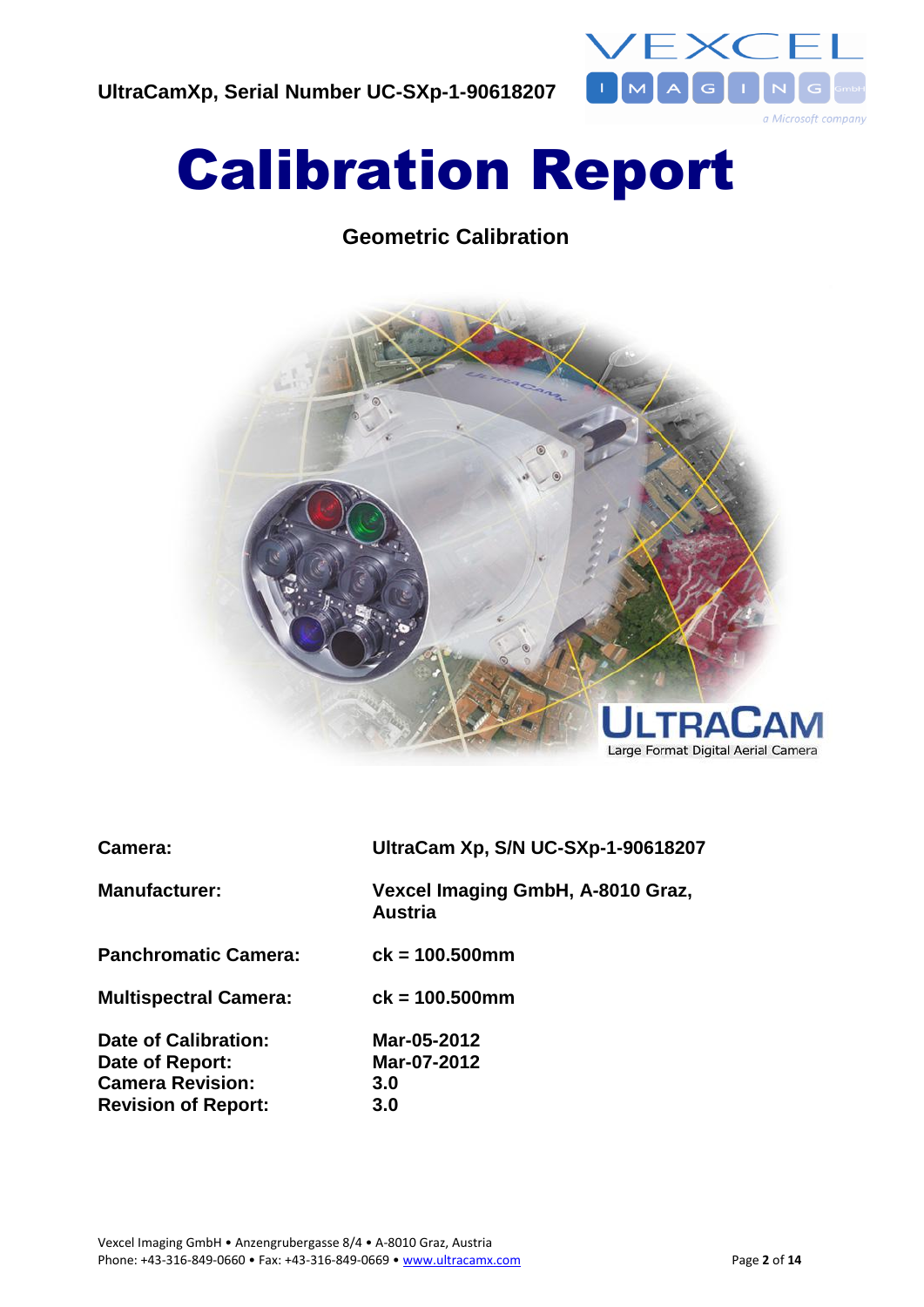UltraCamXp, Serial Number UC-SXp-1-90618207

# Calibration Report

## Geometric Calibration

| | |
|---|---|
| **Camera:** | **UltraCam Xp, S/N UC-SXp-1-90618207** |
| **Manufacturer:** | **Vexcel Imaging GmbH, A-8010 Graz, Austria** |
| **Panchromatic Camera:** | **ck = 100.500mm** |
| **Multispectral Camera:** | **ck = 100.500mm** |
| **Date of Calibration:** | **Mar-05-2012** |
| **Date of Report:** | **Mar-07-2012** |
| **Camera Revision:** | **3.0** |
| **Revision of Report:** | **3.0** |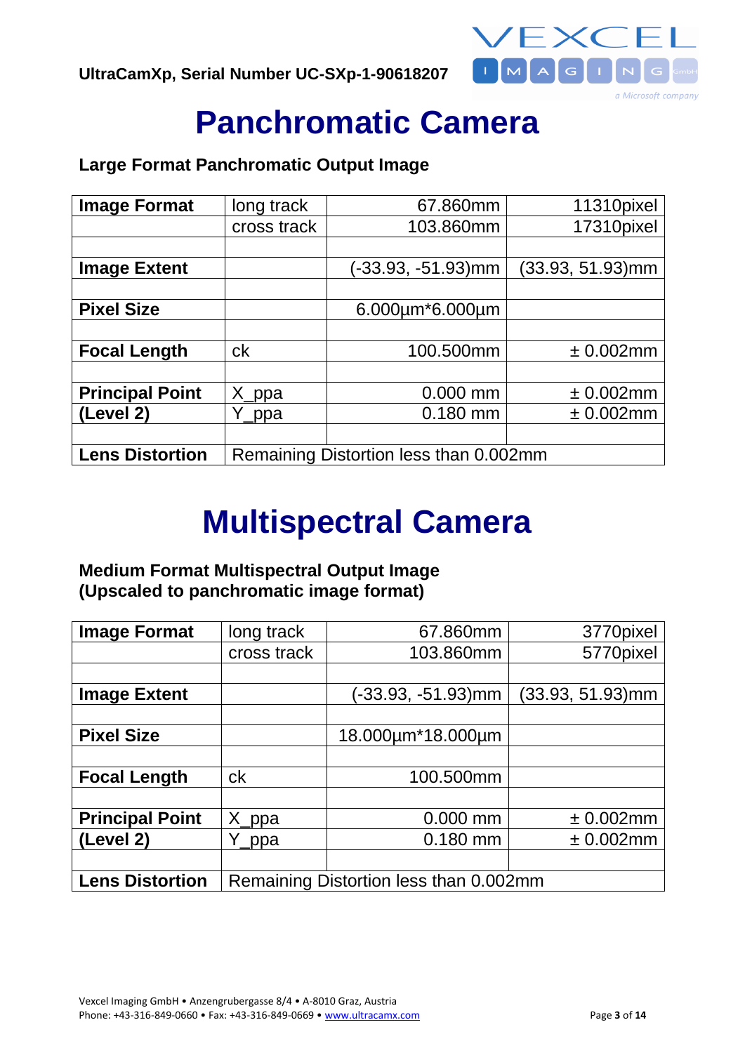# Panchromatic Camera

### Large Format Panchromatic Output Image

| Image Format | long track | 67.860mm | 11310pixel |
|---|---|---|---|
| | cross track | 103.860mm | 17310pixel |
| | | | |
| **Image Extent** | | (-33.93, -51.93)mm | (33.93, 51.93)mm |
| | | | |
| **Pixel Size** | | 6.000µm*6.000µm | |
| | | | |
| **Focal Length** | ck | 100.500mm | ± 0.002mm |
| | | | |
| **Principal Point** | X_ppa | 0.000 mm | ± 0.002mm |
| **(Level 2)** | Y_ppa | 0.180 mm | ± 0.002mm |
| | | | |
| **Lens Distortion** | Remaining Distortion less than 0.002mm | | |

# Multispectral Camera

### Medium Format Multispectral Output Image
### (Upscaled to panchromatic image format)

| Image Format | long track | 67.860mm | 3770pixel |
|---|---|---|---|
| | cross track | 103.860mm | 5770pixel |
| | | | |
| **Image Extent** | | (-33.93, -51.93)mm | (33.93, 51.93)mm |
| | | | |
| **Pixel Size** | | 18.000µm*18.000µm | |
| | | | |
| **Focal Length** | ck | 100.500mm | |
| | | | |
| **Principal Point** | X_ppa | 0.000 mm | ± 0.002mm |
| **(Level 2)** | Y_ppa | 0.180 mm | ± 0.002mm |
| | | | |
| **Lens Distortion** | Remaining Distortion less than 0.002mm | | |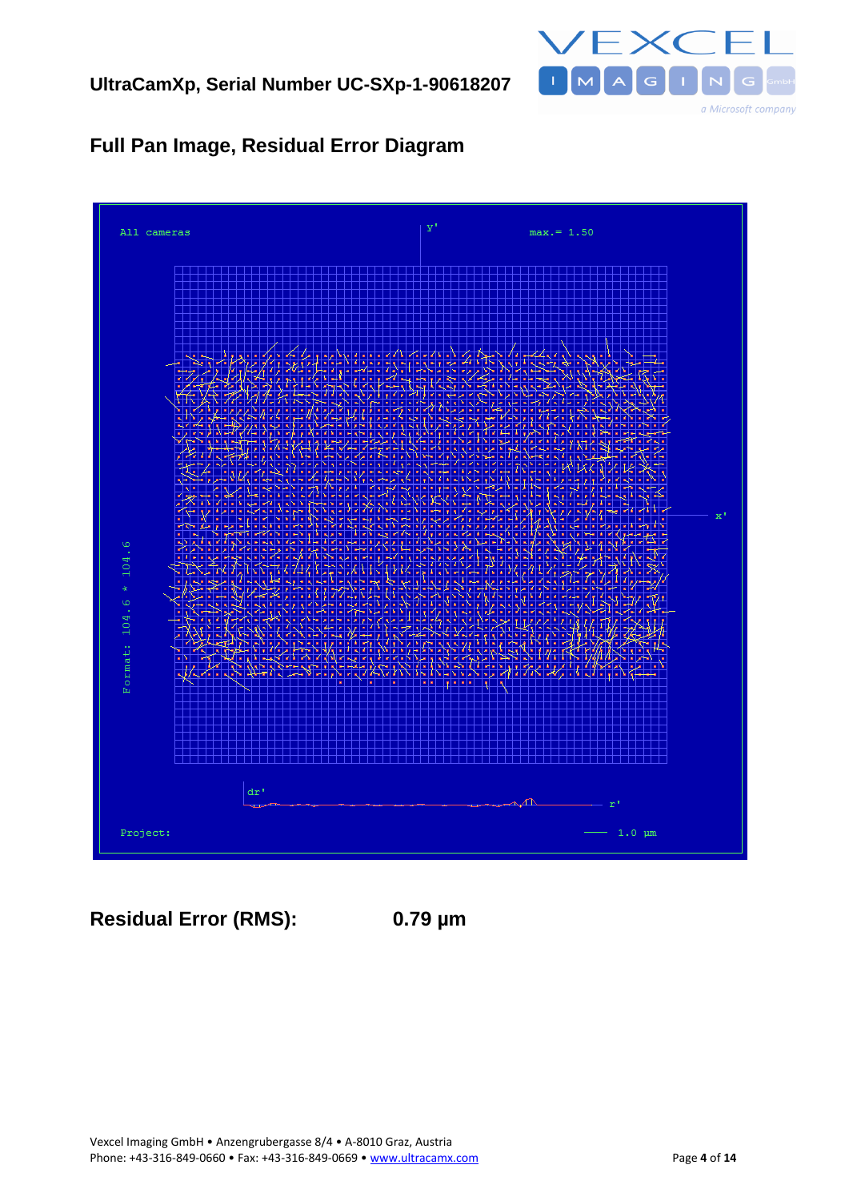## Full Pan Image, Residual Error Diagram

All cameras

y'

max.= 1.50

x'

Format: 104.6 * 104.6

dr'

r'

Project:

1.0 µm

**Residual Error (RMS):** **0.79 µm**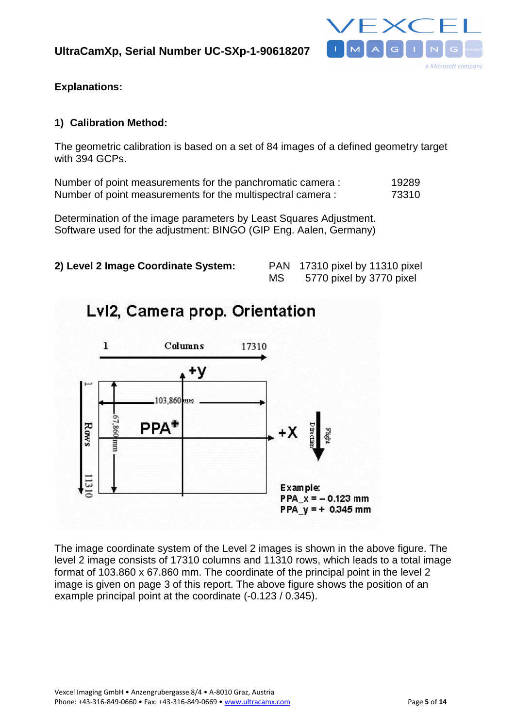**Explanations:**

**1) Calibration Method:**

The geometric calibration is based on a set of 84 images of a defined geometry target with 394 GCPs.

| | |
|---|---|
| Number of point measurements for the panchromatic camera : | 19289 |
| Number of point measurements for the multispectral camera : | 73310 |

Determination of the image parameters by Least Squares Adjustment.
Software used for the adjustment: BINGO (GIP Eng. Aalen, Germany)

**2) Level 2 Image Coordinate System:**

| | |
|---|---|
| PAN | 17310 pixel by 11310 pixel |
| MS | 5770 pixel by 3770 pixel |

The image coordinate system of the Level 2 images is shown in the above figure. The level 2 image consists of 17310 columns and 11310 rows, which leads to a total image format of 103.860 x 67.860 mm. The coordinate of the principal point in the level 2 image is given on page 3 of this report. The above figure shows the position of an example principal point at the coordinate (-0.123 / 0.345).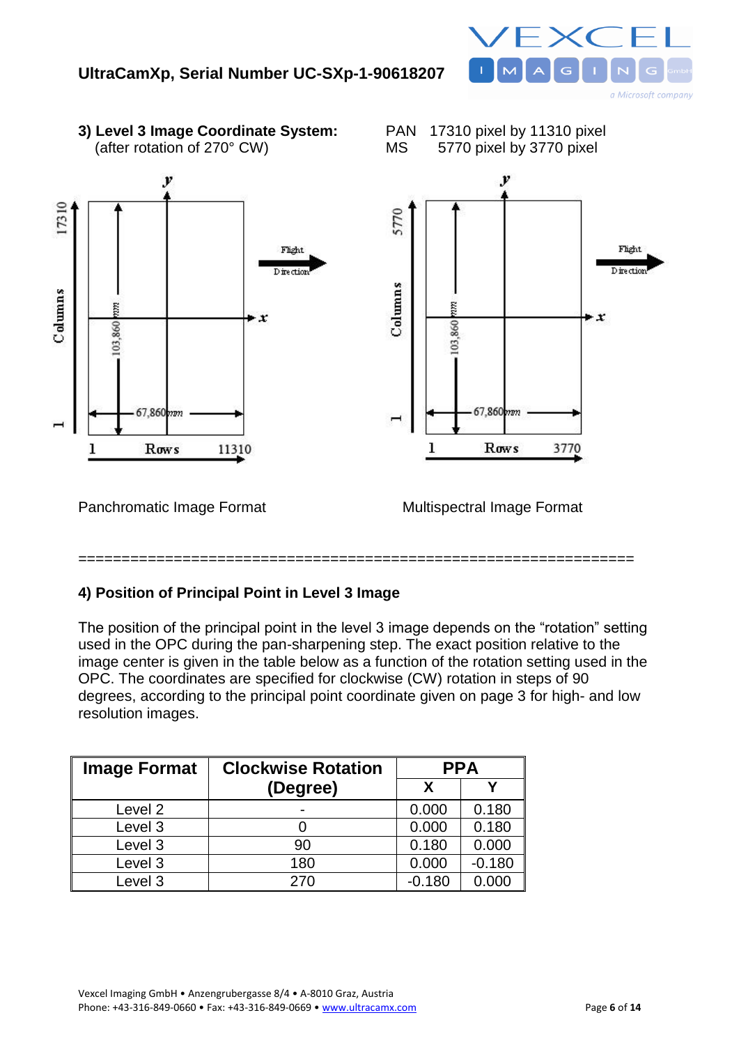**3) Level 3 Image Coordinate System:**
(after rotation of 270° CW)

PAN 17310 pixel by 11310 pixel
MS 5770 pixel by 3770 pixel

Panchromatic Image Format

Multispectral Image Format

================================================================

**4) Position of Principal Point in Level 3 Image**

The position of the principal point in the level 3 image depends on the "rotation" setting used in the OPC during the pan-sharpening step. The exact position relative to the image center is given in the table below as a function of the rotation setting used in the OPC. The coordinates are specified for clockwise (CW) rotation in steps of 90 degrees, according to the principal point coordinate given on page 3 for high- and low resolution images.

| Image Format | Clockwise Rotation (Degree) | PPA | |
|---|---|---|---|
| | | X | Y |
| Level 2 | - | 0.000 | 0.180 |
| Level 3 | 0 | 0.000 | 0.180 |
| Level 3 | 90 | 0.180 | 0.000 |
| Level 3 | 180 | 0.000 | -0.180 |
| Level 3 | 270 | -0.180 | 0.000 |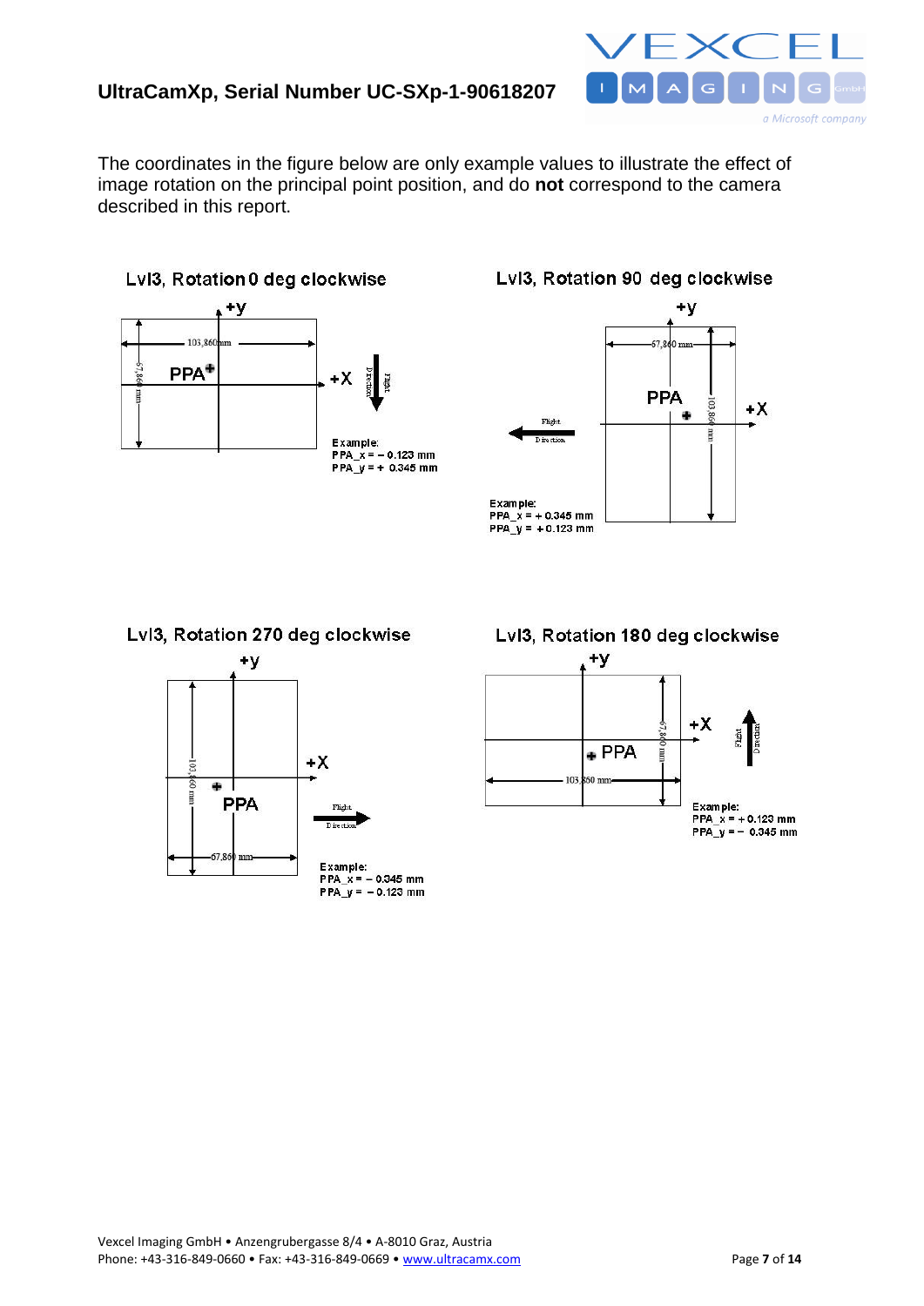The coordinates in the figure below are only example values to illustrate the effect of image rotation on the principal point position, and do **not** correspond to the camera described in this report.

**Lvl3, Rotation 0 deg clockwise**

+y, +X, PPA, 103,860 mm, 67,860 mm, Flight Direction

Example:
PPA_x = – 0.123 mm
PPA_y = + 0.345 mm

**Lvl3, Rotation 90 deg clockwise**

+y, +X, PPA, 67,860 mm, 103,860 mm, Flight Direction

Example:
PPA_x = + 0.345 mm
PPA_y = + 0.123 mm

**Lvl3, Rotation 270 deg clockwise**

+y, +X, PPA, 103,860 mm, 67,860 mm, Flight Direction

Example:
PPA_x = – 0.345 mm
PPA_y = – 0.123 mm

**Lvl3, Rotation 180 deg clockwise**

+y, +X, PPA, 67,860 mm, 103,860 mm, Flight Direction

Example:
PPA_x = + 0.123 mm
PPA_y = – 0.345 mm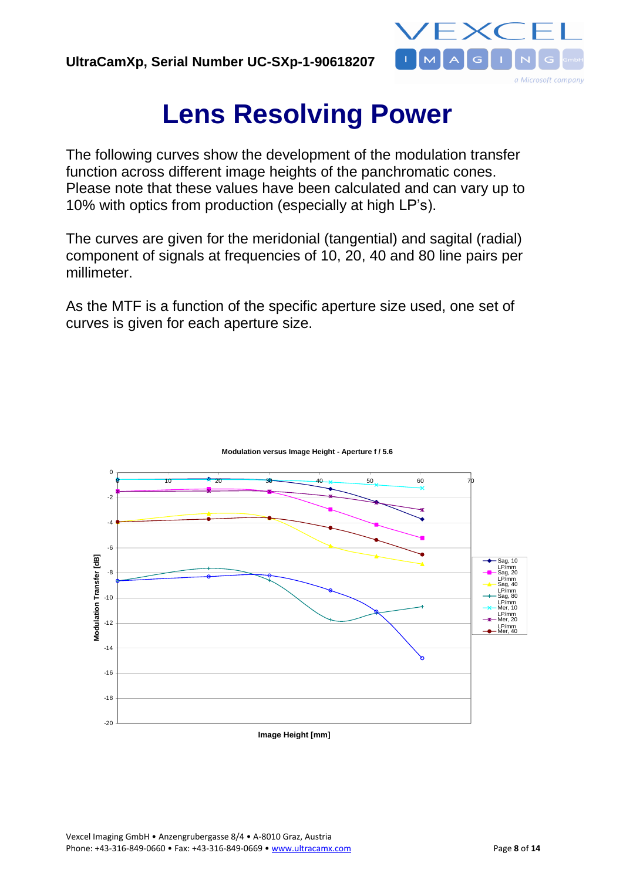# Lens Resolving Power

The following curves show the development of the modulation transfer function across different image heights of the panchromatic cones. Please note that these values have been calculated and can vary up to 10% with optics from production (especially at high LP's).

The curves are given for the meridonial (tangential) and sagital (radial) component of signals at frequencies of 10, 20, 40 and 80 line pairs per millimeter.

As the MTF is a function of the specific aperture size used, one set of curves is given for each aperture size.

**Modulation versus Image Height - Aperture f / 5.6**

Modulation Transfer [dB]

Image Height [mm]

Legend: Sag, 10 LP/mm; Sag, 20 LP/mm; Sag, 40 LP/mm; Sag, 80 LP/mm; Mer, 10 LP/mm; Mer, 20 LP/mm; Mer, 40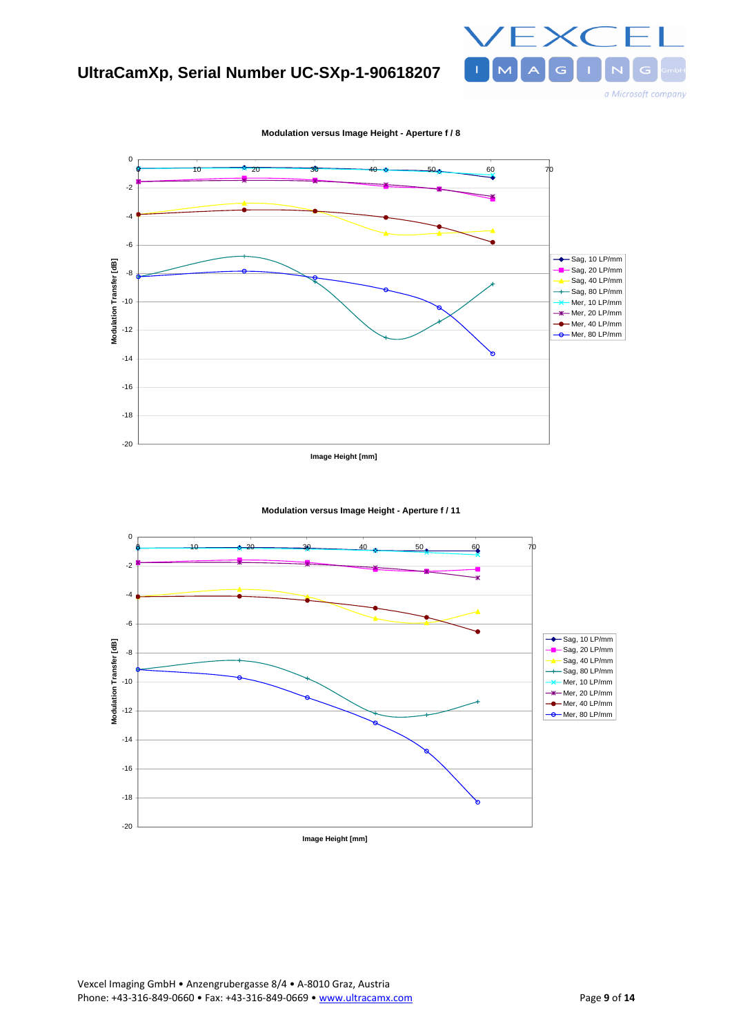**Modulation versus Image Height - Aperture f / 8**

Modulation Transfer [dB]

Image Height [mm]

- Sag, 10 LP/mm
- Sag, 20 LP/mm
- Sag, 40 LP/mm
- Sag, 80 LP/mm
- Mer, 10 LP/mm
- Mer, 20 LP/mm
- Mer, 40 LP/mm
- Mer, 80 LP/mm

**Modulation versus Image Height - Aperture f / 11**

Modulation Transfer [dB]

Image Height [mm]

- Sag, 10 LP/mm
- Sag, 20 LP/mm
- Sag, 40 LP/mm
- Sag, 80 LP/mm
- Mer, 10 LP/mm
- Mer, 20 LP/mm
- Mer, 40 LP/mm
- Mer, 80 LP/mm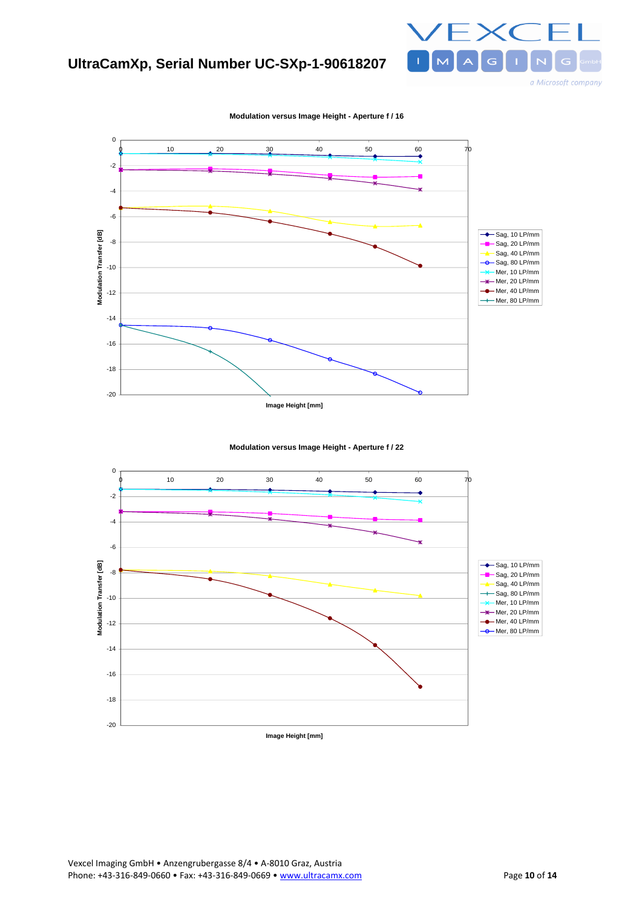## UltraCamXp, Serial Number UC-SXp-1-90618207

**Modulation versus Image Height - Aperture f / 16**

Modulation Transfer [dB]

Image Height [mm]

- Sag, 10 LP/mm
- Sag, 20 LP/mm
- Sag, 40 LP/mm
- Sag, 80 LP/mm
- Mer, 10 LP/mm
- Mer, 20 LP/mm
- Mer, 40 LP/mm
- Mer, 80 LP/mm

**Modulation versus Image Height - Aperture f / 22**

Modulation Transfer [dB]

Image Height [mm]

- Sag, 10 LP/mm
- Sag, 20 LP/mm
- Sag, 40 LP/mm
- Sag, 80 LP/mm
- Mer, 10 LP/mm
- Mer, 20 LP/mm
- Mer, 40 LP/mm
- Mer, 80 LP/mm

Vexcel Imaging GmbH • Anzengrubergasse 8/4 • A-8010 Graz, Austria
Phone: +43-316-849-0660 • Fax: +43-316-849-0669 • www.ultracamx.com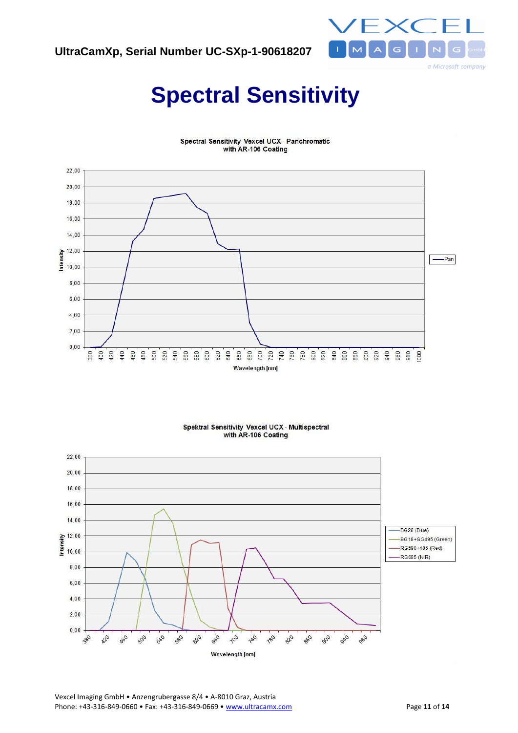# Spectral Sensitivity

Spectral Sensitivity Vexcel UCX - Panchromatic
with AR-106 Coating

Intensity

Wavelength [nm]

Pan

Spektral Sensitivity Vexcel UCX - Multispectral
with AR-106 Coating

Intensity

Wavelength [nm]

BG28 (Blue)
BG18+GG495 (Green)
RG590+486 (Red)
RG695 (NIR)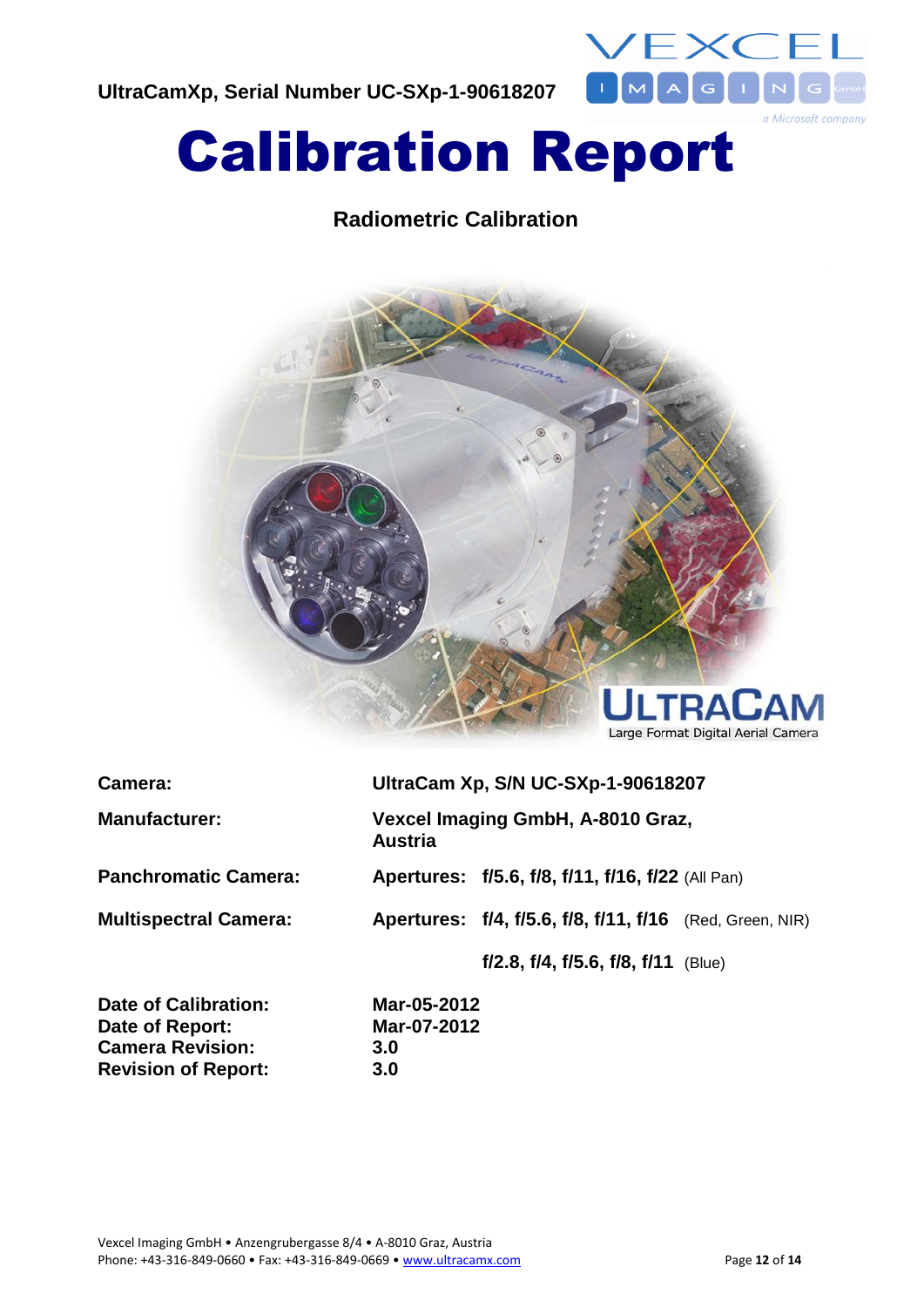# Calibration Report

## Radiometric Calibration

| | |
|---|---|
| **Camera:** | **UltraCam Xp, S/N UC-SXp-1-90618207** |
| **Manufacturer:** | **Vexcel Imaging GmbH, A-8010 Graz, Austria** |
| **Panchromatic Camera:** | **Apertures: f/5.6, f/8, f/11, f/16, f/22** (All Pan) |
| **Multispectral Camera:** | **Apertures: f/4, f/5.6, f/8, f/11, f/16** (Red, Green, NIR) |
| | **f/2.8, f/4, f/5.6, f/8, f/11** (Blue) |

| | |
|---|---|
| **Date of Calibration:** | **Mar-05-2012** |
| **Date of Report:** | **Mar-07-2012** |
| **Camera Revision:** | **3.0** |
| **Revision of Report:** | **3.0** |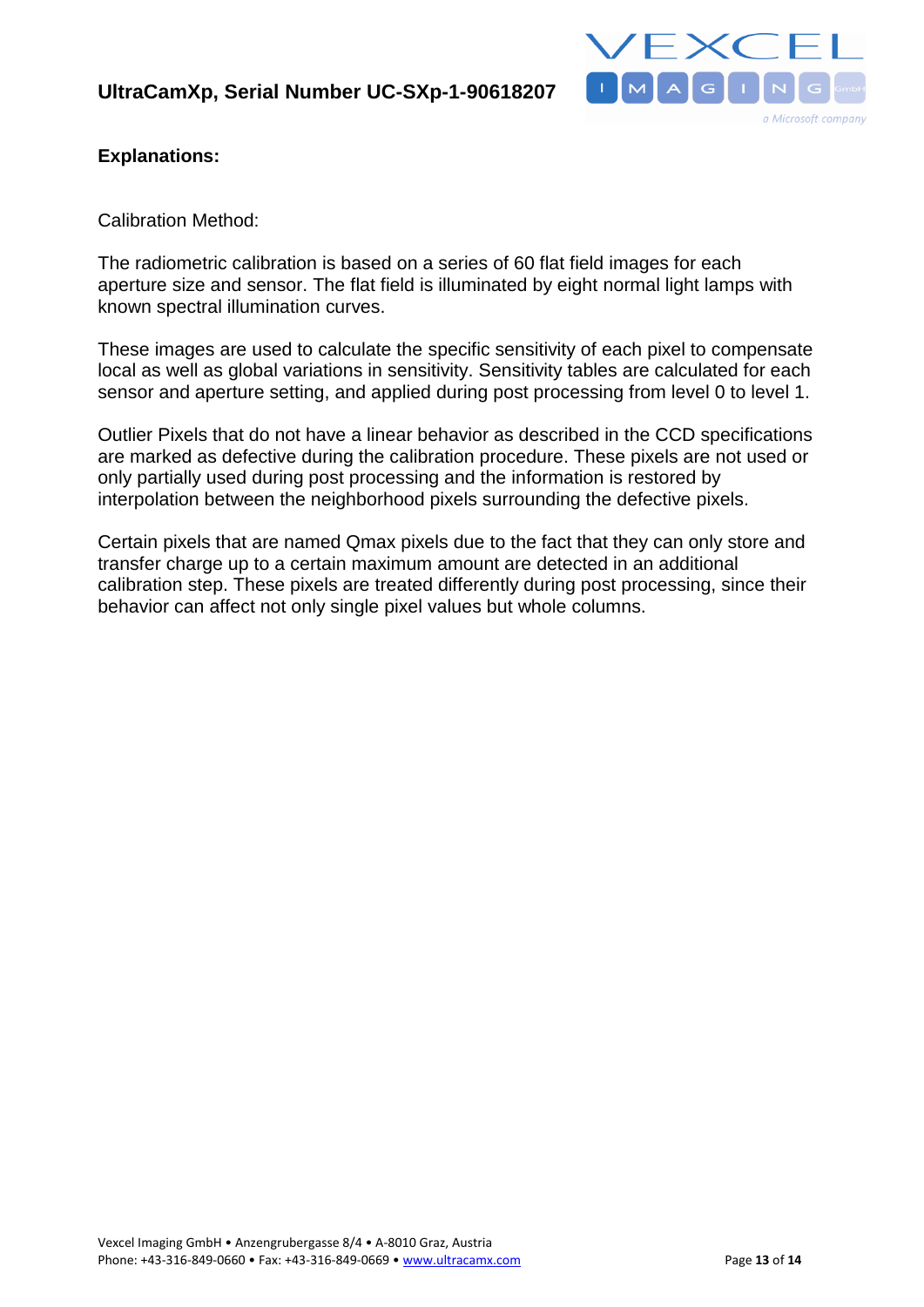**Explanations:**

Calibration Method:

The radiometric calibration is based on a series of 60 flat field images for each aperture size and sensor. The flat field is illuminated by eight normal light lamps with known spectral illumination curves.

These images are used to calculate the specific sensitivity of each pixel to compensate local as well as global variations in sensitivity. Sensitivity tables are calculated for each sensor and aperture setting, and applied during post processing from level 0 to level 1.

Outlier Pixels that do not have a linear behavior as described in the CCD specifications are marked as defective during the calibration procedure. These pixels are not used or only partially used during post processing and the information is restored by interpolation between the neighborhood pixels surrounding the defective pixels.

Certain pixels that are named Qmax pixels due to the fact that they can only store and transfer charge up to a certain maximum amount are detected in an additional calibration step. These pixels are treated differently during post processing, since their behavior can affect not only single pixel values but whole columns.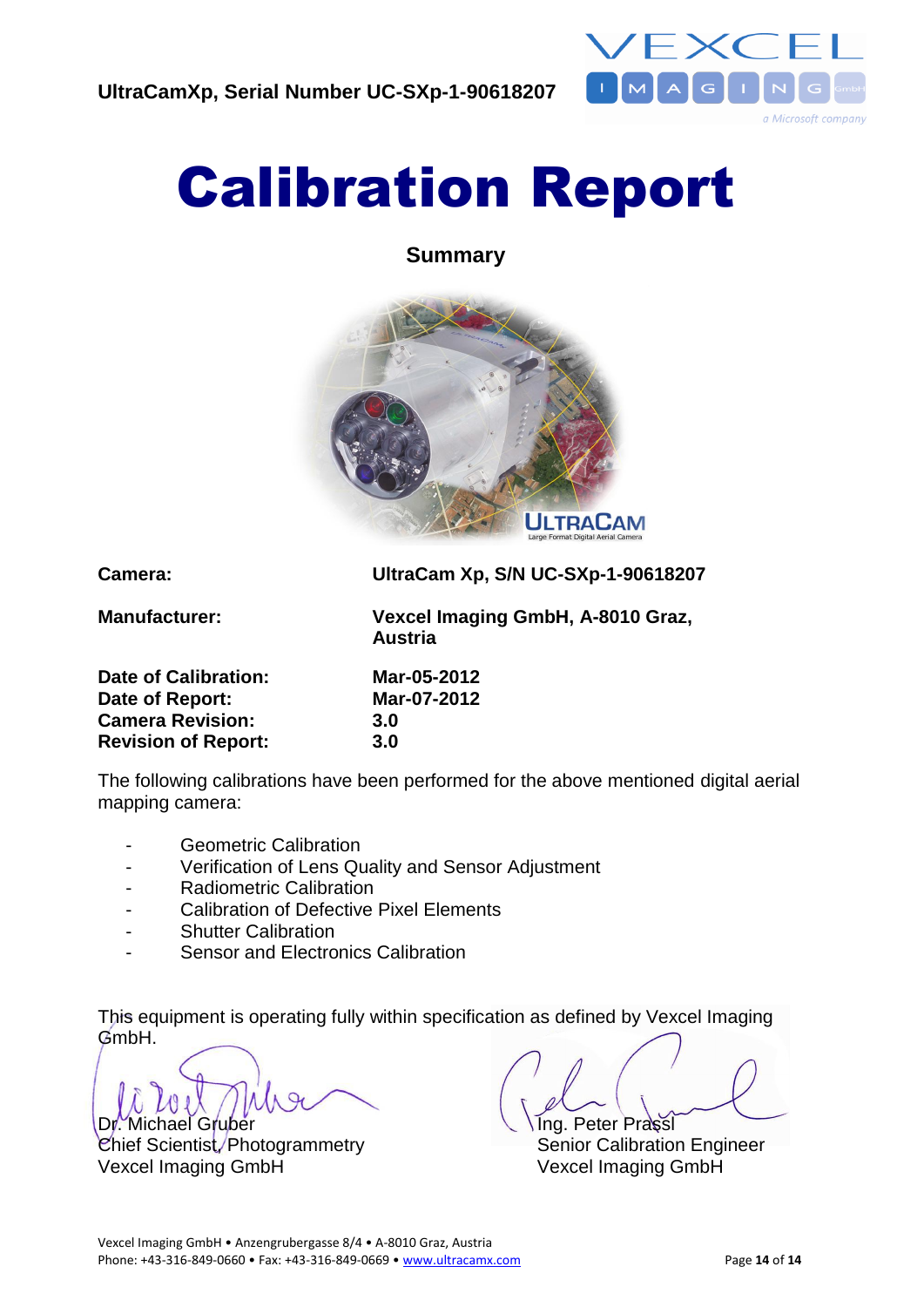# Calibration Report

## Summary

| | |
|---|---|
| **Camera:** | **UltraCam Xp, S/N UC-SXp-1-90618207** |
| **Manufacturer:** | **Vexcel Imaging GmbH, A-8010 Graz, Austria** |
| **Date of Calibration:** | **Mar-05-2012** |
| **Date of Report:** | **Mar-07-2012** |
| **Camera Revision:** | **3.0** |
| **Revision of Report:** | **3.0** |

The following calibrations have been performed for the above mentioned digital aerial mapping camera:

- Geometric Calibration
- Verification of Lens Quality and Sensor Adjustment
- Radiometric Calibration
- Calibration of Defective Pixel Elements
- Shutter Calibration
- Sensor and Electronics Calibration

This equipment is operating fully within specification as defined by Vexcel Imaging GmbH.

Dr. Michael Gruber
Chief Scientist, Photogrammetry
Vexcel Imaging GmbH

Ing. Peter Prassl
Senior Calibration Engineer
Vexcel Imaging GmbH

Vexcel Imaging GmbH • Anzengrubergasse 8/4 • A-8010 Graz, Austria
Phone: +43-316-849-0660 • Fax: +43-316-849-0669 • www.ultracamx.com